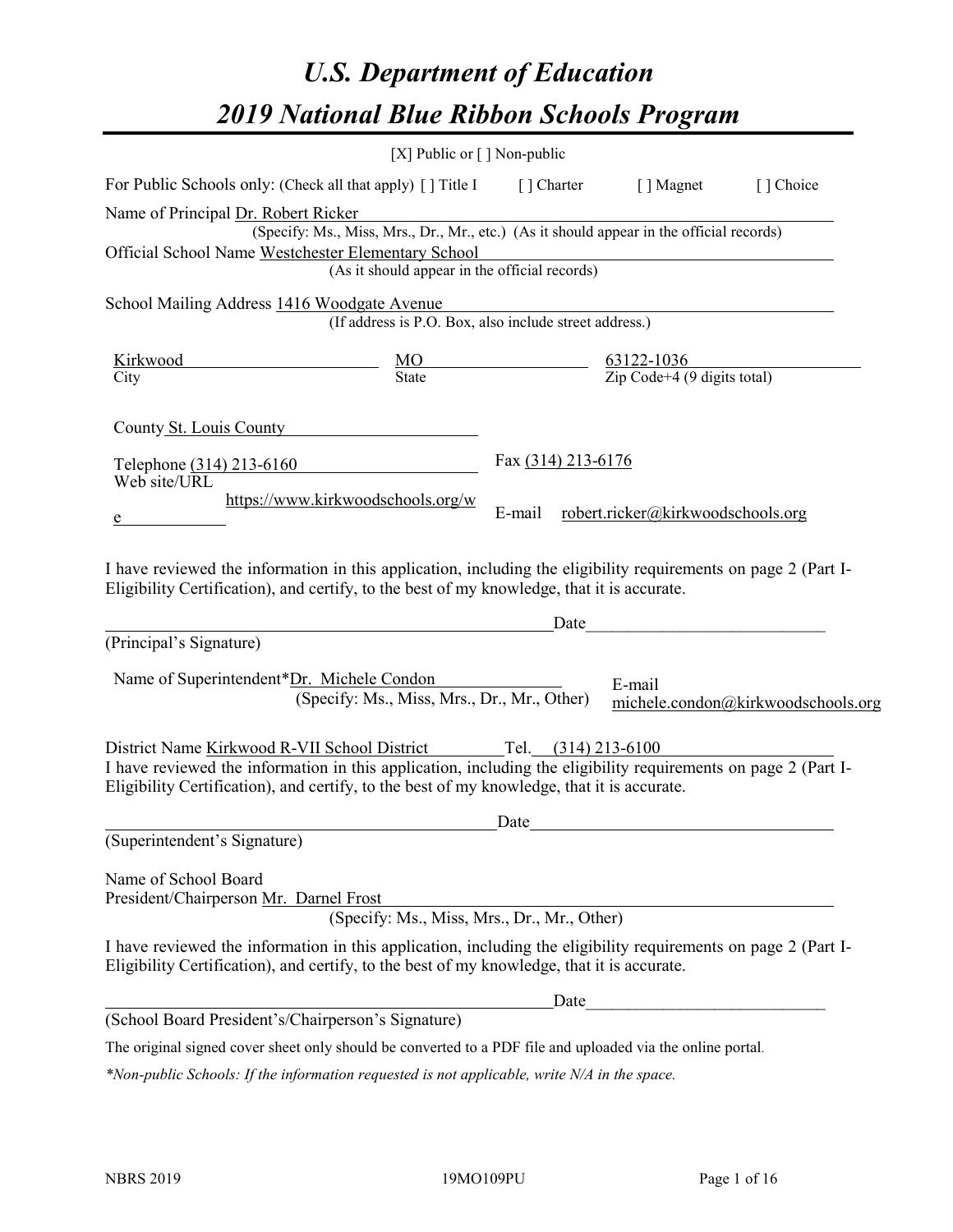# *U.S. Department of Education*
# *2019 National Blue Ribbon Schools Program*

[X] Public or [ ] Non-public

For Public Schools only: (Check all that apply) [ ] Title I [ ] Charter [ ] Magnet [ ] Choice

Name of Principal Dr. Robert Ricker
(Specify: Ms., Miss, Mrs., Dr., Mr., etc.) (As it should appear in the official records)

Official School Name Westchester Elementary School
(As it should appear in the official records)

School Mailing Address 1416 Woodgate Avenue
(If address is P.O. Box, also include street address.)

| Kirkwood | MO | 63122-1036 |
|---|---|---|
| City | State | Zip Code+4 (9 digits total) |

County St. Louis County

Telephone (314) 213-6160 Fax (314) 213-6176

Web site/URL https://www.kirkwoodschools.org/we E-mail robert.ricker@kirkwoodschools.org

I have reviewed the information in this application, including the eligibility requirements on page 2 (Part I-Eligibility Certification), and certify, to the best of my knowledge, that it is accurate.

_______________________________ Date_______________

(Principal's Signature)

Name of Superintendent*Dr. Michele Condon E-mail michele.condon@kirkwoodschools.org
(Specify: Ms., Miss, Mrs., Dr., Mr., Other)

District Name Kirkwood R-VII School District Tel. (314) 213-6100

I have reviewed the information in this application, including the eligibility requirements on page 2 (Part I-Eligibility Certification), and certify, to the best of my knowledge, that it is accurate.

_______________________________ Date_______________

(Superintendent's Signature)

Name of School Board
President/Chairperson Mr. Darnel Frost
(Specify: Ms., Miss, Mrs., Dr., Mr., Other)

I have reviewed the information in this application, including the eligibility requirements on page 2 (Part I-Eligibility Certification), and certify, to the best of my knowledge, that it is accurate.

_______________________________ Date_______________

(School Board President's/Chairperson's Signature)

The original signed cover sheet only should be converted to a PDF file and uploaded via the online portal.

*\*Non-public Schools: If the information requested is not applicable, write N/A in the space.*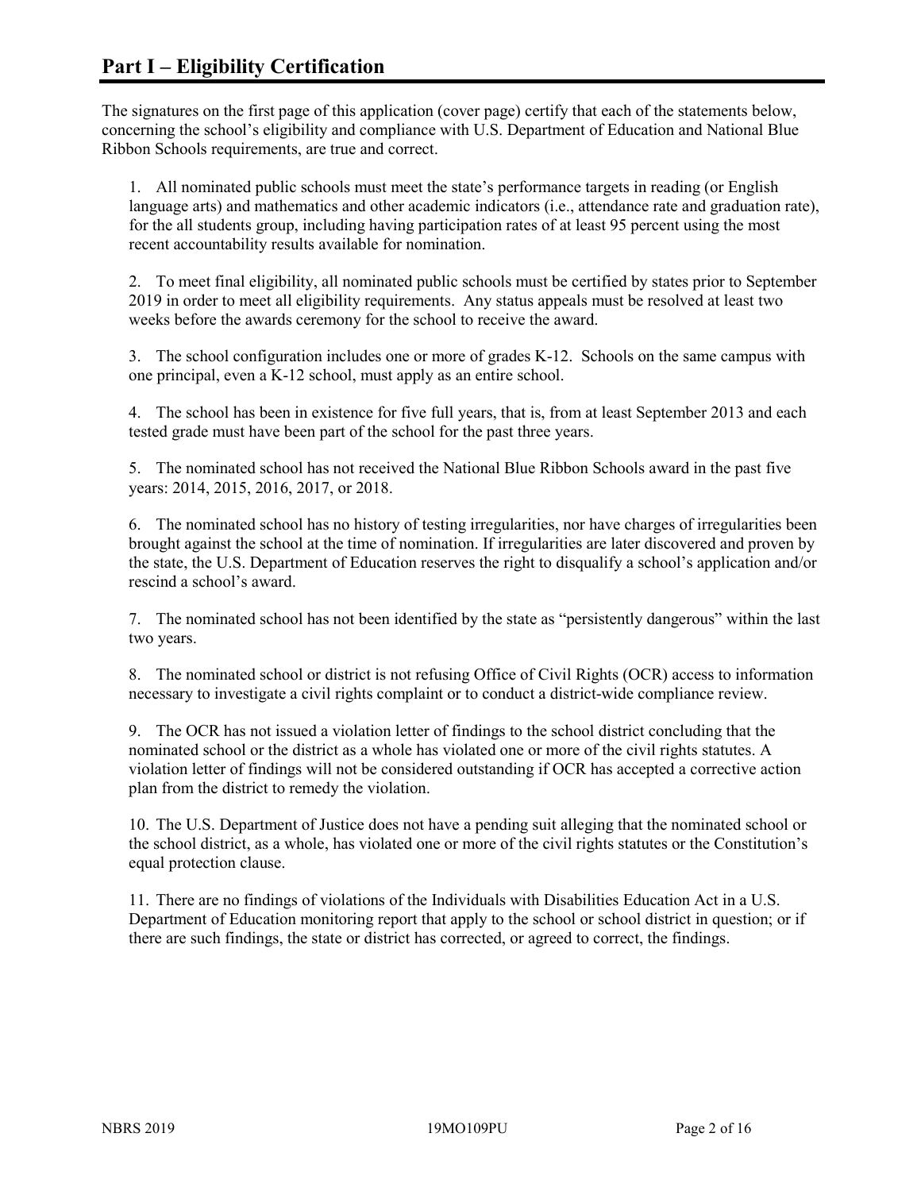# Part I – Eligibility Certification

The signatures on the first page of this application (cover page) certify that each of the statements below, concerning the school's eligibility and compliance with U.S. Department of Education and National Blue Ribbon Schools requirements, are true and correct.

1. All nominated public schools must meet the state's performance targets in reading (or English language arts) and mathematics and other academic indicators (i.e., attendance rate and graduation rate), for the all students group, including having participation rates of at least 95 percent using the most recent accountability results available for nomination.

2. To meet final eligibility, all nominated public schools must be certified by states prior to September 2019 in order to meet all eligibility requirements. Any status appeals must be resolved at least two weeks before the awards ceremony for the school to receive the award.

3. The school configuration includes one or more of grades K-12. Schools on the same campus with one principal, even a K-12 school, must apply as an entire school.

4. The school has been in existence for five full years, that is, from at least September 2013 and each tested grade must have been part of the school for the past three years.

5. The nominated school has not received the National Blue Ribbon Schools award in the past five years: 2014, 2015, 2016, 2017, or 2018.

6. The nominated school has no history of testing irregularities, nor have charges of irregularities been brought against the school at the time of nomination. If irregularities are later discovered and proven by the state, the U.S. Department of Education reserves the right to disqualify a school's application and/or rescind a school's award.

7. The nominated school has not been identified by the state as "persistently dangerous" within the last two years.

8. The nominated school or district is not refusing Office of Civil Rights (OCR) access to information necessary to investigate a civil rights complaint or to conduct a district-wide compliance review.

9. The OCR has not issued a violation letter of findings to the school district concluding that the nominated school or the district as a whole has violated one or more of the civil rights statutes. A violation letter of findings will not be considered outstanding if OCR has accepted a corrective action plan from the district to remedy the violation.

10. The U.S. Department of Justice does not have a pending suit alleging that the nominated school or the school district, as a whole, has violated one or more of the civil rights statutes or the Constitution's equal protection clause.

11. There are no findings of violations of the Individuals with Disabilities Education Act in a U.S. Department of Education monitoring report that apply to the school or school district in question; or if there are such findings, the state or district has corrected, or agreed to correct, the findings.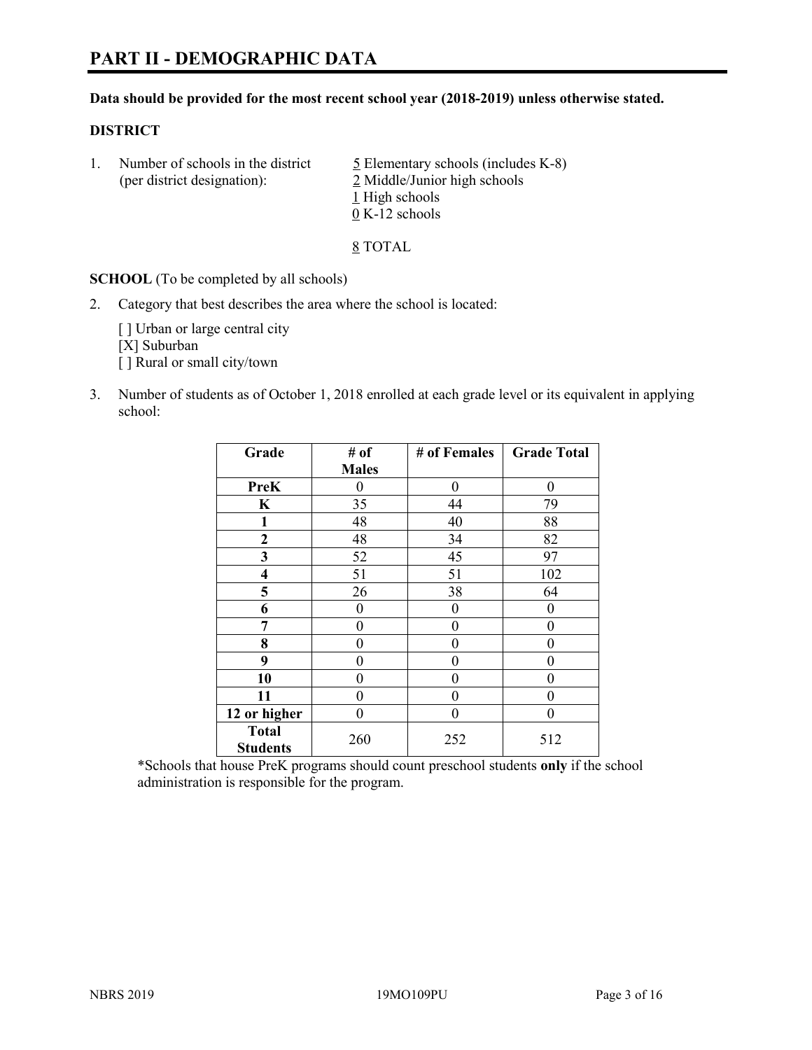# PART II - DEMOGRAPHIC DATA

**Data should be provided for the most recent school year (2018-2019) unless otherwise stated.**

**DISTRICT**

1. Number of schools in the district (per district designation):
   5 Elementary schools (includes K-8)
   2 Middle/Junior high schools
   1 High schools
   0 K-12 schools

   8 TOTAL

**SCHOOL** (To be completed by all schools)

2. Category that best describes the area where the school is located:

   [ ] Urban or large central city
   [X] Suburban
   [ ] Rural or small city/town

3. Number of students as of October 1, 2018 enrolled at each grade level or its equivalent in applying school:

| Grade | # of Males | # of Females | Grade Total |
|---|---|---|---|
| PreK | 0 | 0 | 0 |
| K | 35 | 44 | 79 |
| 1 | 48 | 40 | 88 |
| 2 | 48 | 34 | 82 |
| 3 | 52 | 45 | 97 |
| 4 | 51 | 51 | 102 |
| 5 | 26 | 38 | 64 |
| 6 | 0 | 0 | 0 |
| 7 | 0 | 0 | 0 |
| 8 | 0 | 0 | 0 |
| 9 | 0 | 0 | 0 |
| 10 | 0 | 0 | 0 |
| 11 | 0 | 0 | 0 |
| 12 or higher | 0 | 0 | 0 |
| Total Students | 260 | 252 | 512 |

*Schools that house PreK programs should count preschool students **only** if the school administration is responsible for the program.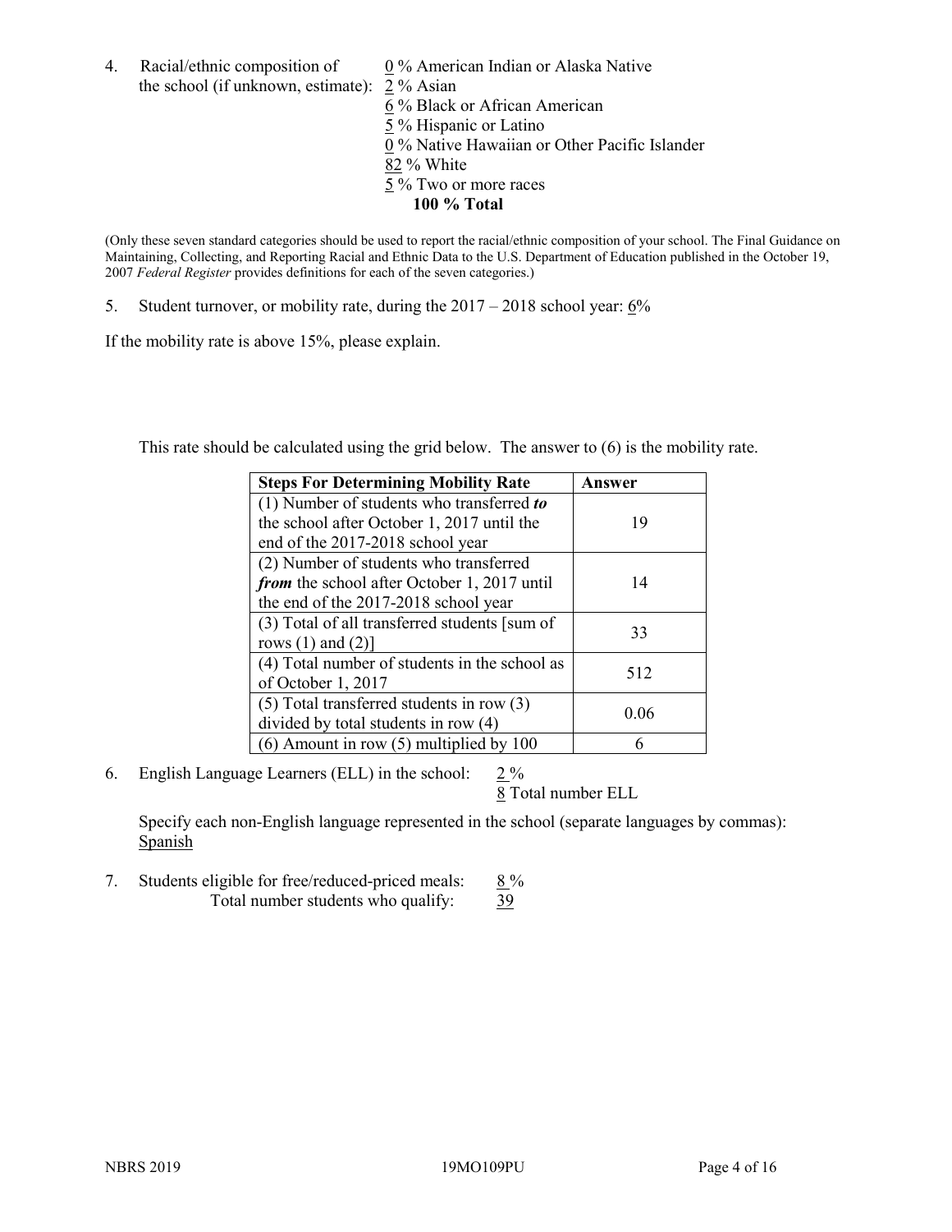4. Racial/ethnic composition of the school (if unknown, estimate):
   - 0 % American Indian or Alaska Native
   - 2 % Asian
   - 6 % Black or African American
   - 5 % Hispanic or Latino
   - 0 % Native Hawaiian or Other Pacific Islander
   - 82 % White
   - 5 % Two or more races
   - **100 % Total**

(Only these seven standard categories should be used to report the racial/ethnic composition of your school. The Final Guidance on Maintaining, Collecting, and Reporting Racial and Ethnic Data to the U.S. Department of Education published in the October 19, 2007 *Federal Register* provides definitions for each of the seven categories.)

5. Student turnover, or mobility rate, during the 2017 – 2018 school year: 6%

If the mobility rate is above 15%, please explain.

This rate should be calculated using the grid below. The answer to (6) is the mobility rate.

| **Steps For Determining Mobility Rate** | **Answer** |
|---|---|
| (1) Number of students who transferred ***to*** the school after October 1, 2017 until the end of the 2017-2018 school year | 19 |
| (2) Number of students who transferred ***from*** the school after October 1, 2017 until the end of the 2017-2018 school year | 14 |
| (3) Total of all transferred students [sum of rows (1) and (2)] | 33 |
| (4) Total number of students in the school as of October 1, 2017 | 512 |
| (5) Total transferred students in row (3) divided by total students in row (4) | 0.06 |
| (6) Amount in row (5) multiplied by 100 | 6 |

6. English Language Learners (ELL) in the school: 2 %

   8 Total number ELL

   Specify each non-English language represented in the school (separate languages by commas): Spanish

7. Students eligible for free/reduced-priced meals: 8 %

   Total number students who qualify: 39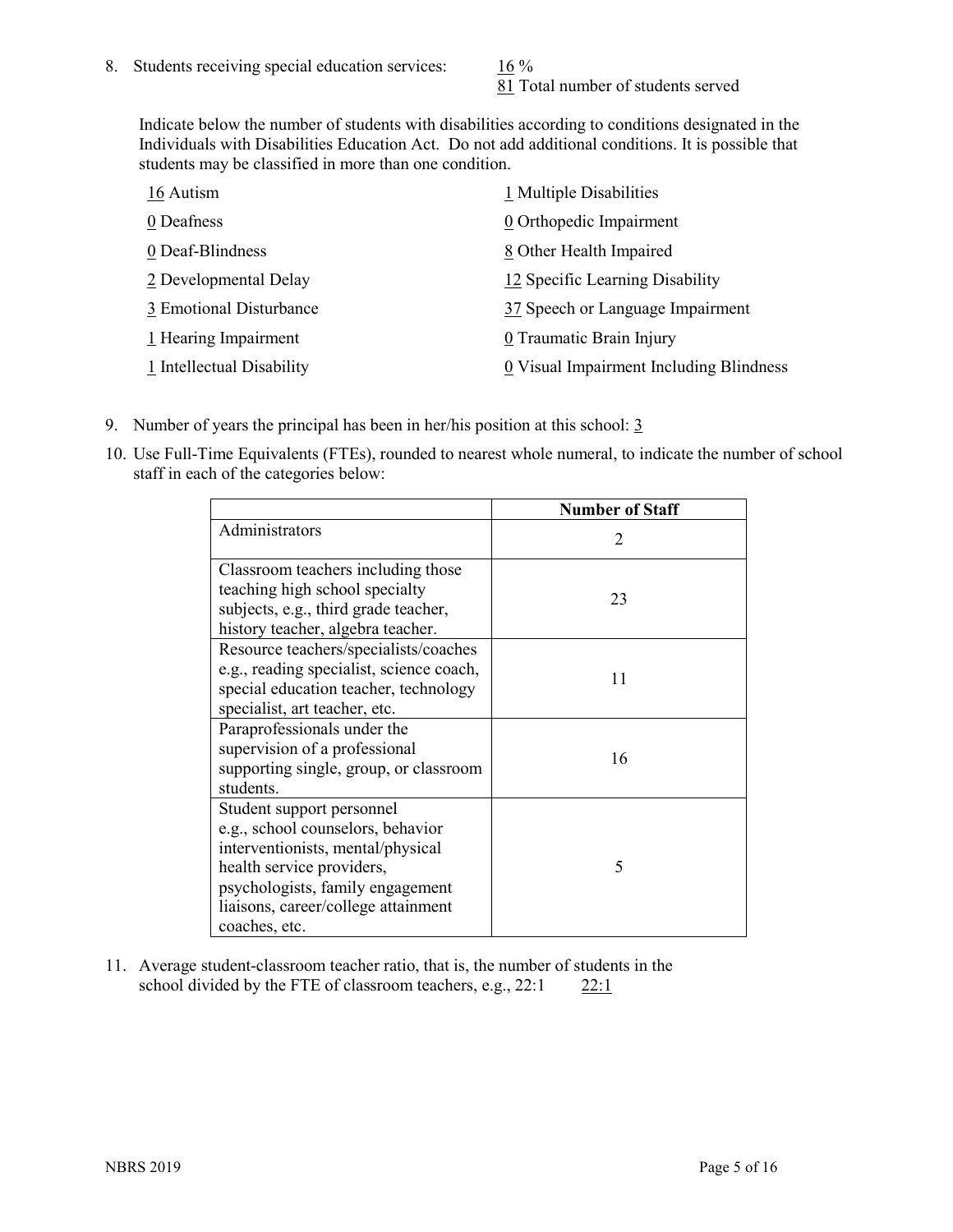8. Students receiving special education services: 16 %
   81 Total number of students served

   Indicate below the number of students with disabilities according to conditions designated in the Individuals with Disabilities Education Act. Do not add additional conditions. It is possible that students may be classified in more than one condition.

   16 Autism
   0 Deafness
   0 Deaf-Blindness
   2 Developmental Delay
   3 Emotional Disturbance
   1 Hearing Impairment
   1 Intellectual Disability
   1 Multiple Disabilities
   0 Orthopedic Impairment
   8 Other Health Impaired
   12 Specific Learning Disability
   37 Speech or Language Impairment
   0 Traumatic Brain Injury
   0 Visual Impairment Including Blindness

9. Number of years the principal has been in her/his position at this school: 3

10. Use Full-Time Equivalents (FTEs), rounded to nearest whole numeral, to indicate the number of school staff in each of the categories below:

| | Number of Staff |
|---|---|
| Administrators | 2 |
| Classroom teachers including those teaching high school specialty subjects, e.g., third grade teacher, history teacher, algebra teacher. | 23 |
| Resource teachers/specialists/coaches e.g., reading specialist, science coach, special education teacher, technology specialist, art teacher, etc. | 11 |
| Paraprofessionals under the supervision of a professional supporting single, group, or classroom students. | 16 |
| Student support personnel e.g., school counselors, behavior interventionists, mental/physical health service providers, psychologists, family engagement liaisons, career/college attainment coaches, etc. | 5 |

11. Average student-classroom teacher ratio, that is, the number of students in the school divided by the FTE of classroom teachers, e.g., 22:1 22:1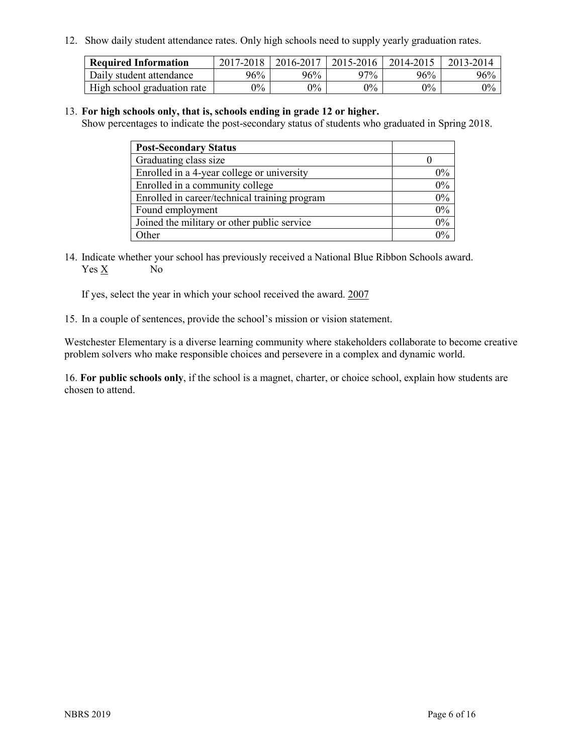12. Show daily student attendance rates. Only high schools need to supply yearly graduation rates.

| Required Information | 2017-2018 | 2016-2017 | 2015-2016 | 2014-2015 | 2013-2014 |
|---|---|---|---|---|---|
| Daily student attendance | 96% | 96% | 97% | 96% | 96% |
| High school graduation rate | 0% | 0% | 0% | 0% | 0% |

13. **For high schools only, that is, schools ending in grade 12 or higher.**
Show percentages to indicate the post-secondary status of students who graduated in Spring 2018.

| Post-Secondary Status | |
|---|---|
| Graduating class size | 0 |
| Enrolled in a 4-year college or university | 0% |
| Enrolled in a community college | 0% |
| Enrolled in career/technical training program | 0% |
| Found employment | 0% |
| Joined the military or other public service | 0% |
| Other | 0% |

14. Indicate whether your school has previously received a National Blue Ribbon Schools award.
Yes X No

If yes, select the year in which your school received the award. 2007

15. In a couple of sentences, provide the school's mission or vision statement.

Westchester Elementary is a diverse learning community where stakeholders collaborate to become creative problem solvers who make responsible choices and persevere in a complex and dynamic world.

16. **For public schools only**, if the school is a magnet, charter, or choice school, explain how students are chosen to attend.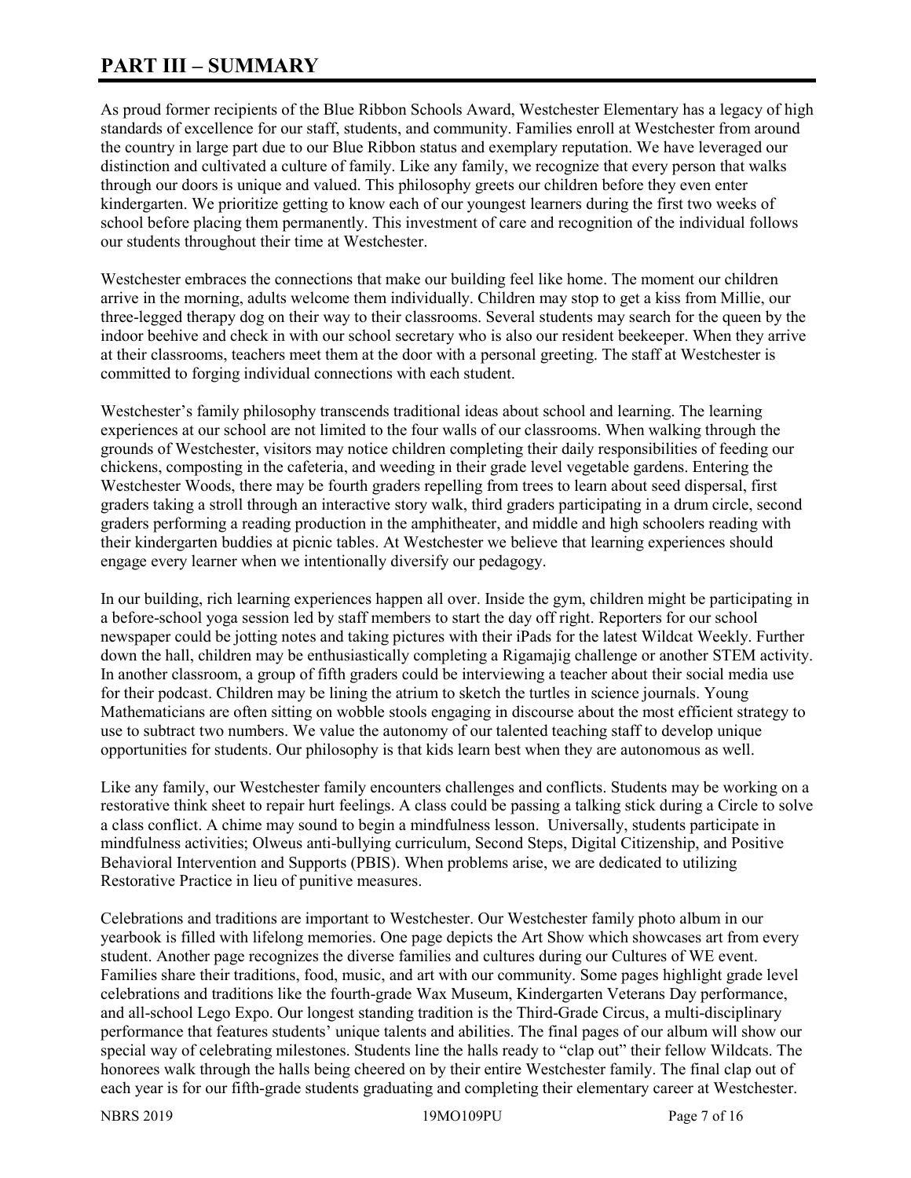# PART III – SUMMARY

As proud former recipients of the Blue Ribbon Schools Award, Westchester Elementary has a legacy of high standards of excellence for our staff, students, and community. Families enroll at Westchester from around the country in large part due to our Blue Ribbon status and exemplary reputation. We have leveraged our distinction and cultivated a culture of family. Like any family, we recognize that every person that walks through our doors is unique and valued. This philosophy greets our children before they even enter kindergarten. We prioritize getting to know each of our youngest learners during the first two weeks of school before placing them permanently. This investment of care and recognition of the individual follows our students throughout their time at Westchester.

Westchester embraces the connections that make our building feel like home. The moment our children arrive in the morning, adults welcome them individually. Children may stop to get a kiss from Millie, our three-legged therapy dog on their way to their classrooms. Several students may search for the queen by the indoor beehive and check in with our school secretary who is also our resident beekeeper. When they arrive at their classrooms, teachers meet them at the door with a personal greeting. The staff at Westchester is committed to forging individual connections with each student.

Westchester's family philosophy transcends traditional ideas about school and learning. The learning experiences at our school are not limited to the four walls of our classrooms. When walking through the grounds of Westchester, visitors may notice children completing their daily responsibilities of feeding our chickens, composting in the cafeteria, and weeding in their grade level vegetable gardens. Entering the Westchester Woods, there may be fourth graders repelling from trees to learn about seed dispersal, first graders taking a stroll through an interactive story walk, third graders participating in a drum circle, second graders performing a reading production in the amphitheater, and middle and high schoolers reading with their kindergarten buddies at picnic tables. At Westchester we believe that learning experiences should engage every learner when we intentionally diversify our pedagogy.

In our building, rich learning experiences happen all over. Inside the gym, children might be participating in a before-school yoga session led by staff members to start the day off right. Reporters for our school newspaper could be jotting notes and taking pictures with their iPads for the latest Wildcat Weekly. Further down the hall, children may be enthusiastically completing a Rigamajig challenge or another STEM activity. In another classroom, a group of fifth graders could be interviewing a teacher about their social media use for their podcast. Children may be lining the atrium to sketch the turtles in science journals. Young Mathematicians are often sitting on wobble stools engaging in discourse about the most efficient strategy to use to subtract two numbers. We value the autonomy of our talented teaching staff to develop unique opportunities for students. Our philosophy is that kids learn best when they are autonomous as well.

Like any family, our Westchester family encounters challenges and conflicts. Students may be working on a restorative think sheet to repair hurt feelings. A class could be passing a talking stick during a Circle to solve a class conflict. A chime may sound to begin a mindfulness lesson. Universally, students participate in mindfulness activities; Olweus anti-bullying curriculum, Second Steps, Digital Citizenship, and Positive Behavioral Intervention and Supports (PBIS). When problems arise, we are dedicated to utilizing Restorative Practice in lieu of punitive measures.

Celebrations and traditions are important to Westchester. Our Westchester family photo album in our yearbook is filled with lifelong memories. One page depicts the Art Show which showcases art from every student. Another page recognizes the diverse families and cultures during our Cultures of WE event. Families share their traditions, food, music, and art with our community. Some pages highlight grade level celebrations and traditions like the fourth-grade Wax Museum, Kindergarten Veterans Day performance, and all-school Lego Expo. Our longest standing tradition is the Third-Grade Circus, a multi-disciplinary performance that features students' unique talents and abilities. The final pages of our album will show our special way of celebrating milestones. Students line the halls ready to "clap out" their fellow Wildcats. The honorees walk through the halls being cheered on by their entire Westchester family. The final clap out of each year is for our fifth-grade students graduating and completing their elementary career at Westchester.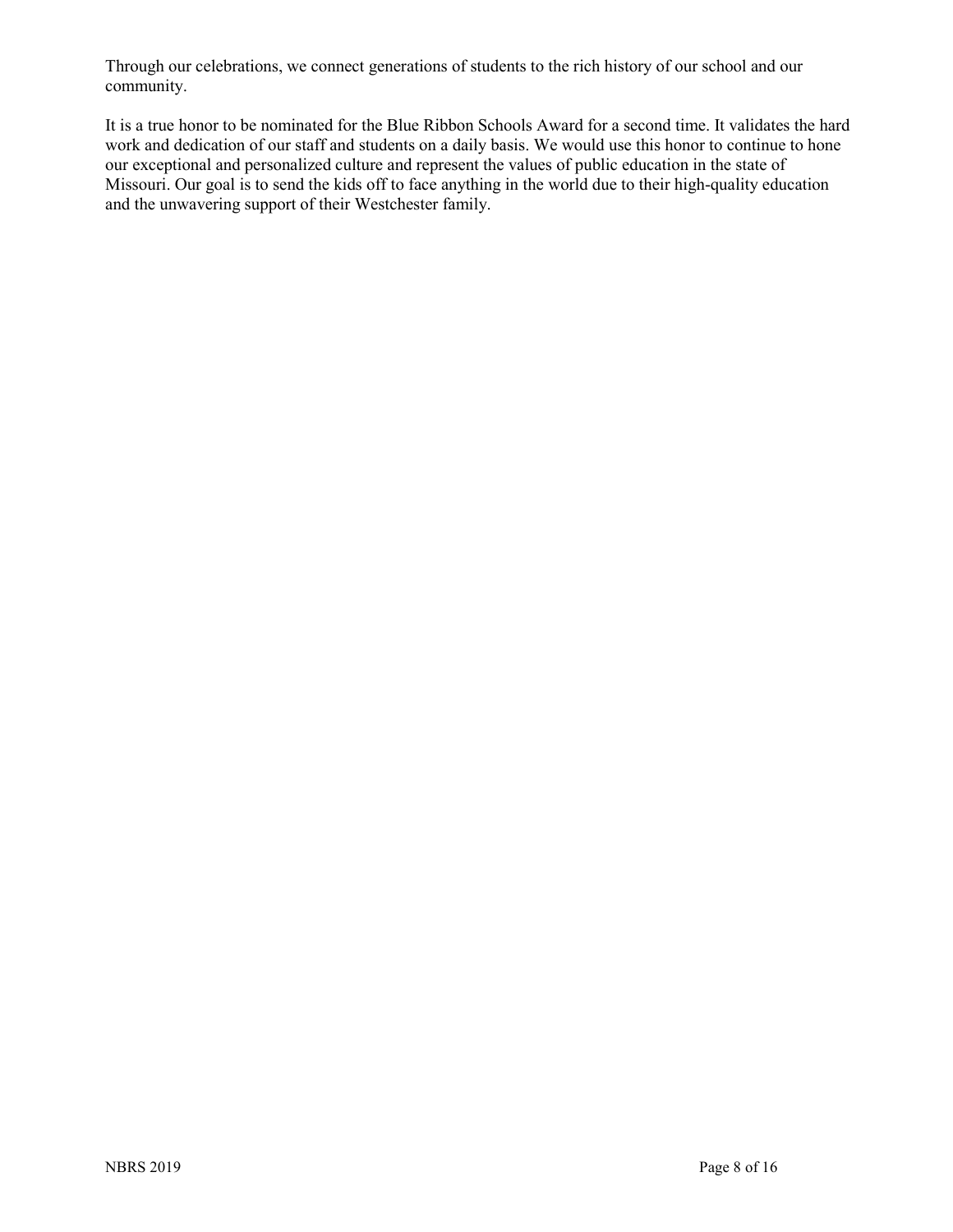Through our celebrations, we connect generations of students to the rich history of our school and our community.

It is a true honor to be nominated for the Blue Ribbon Schools Award for a second time. It validates the hard work and dedication of our staff and students on a daily basis. We would use this honor to continue to hone our exceptional and personalized culture and represent the values of public education in the state of Missouri. Our goal is to send the kids off to face anything in the world due to their high-quality education and the unwavering support of their Westchester family.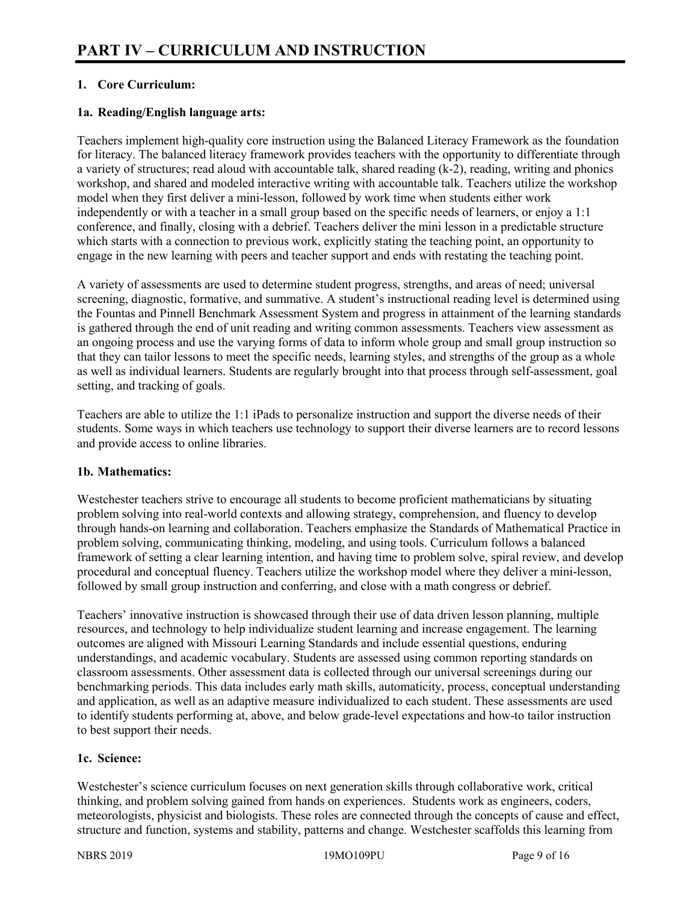# PART IV – CURRICULUM AND INSTRUCTION

**1. Core Curriculum:**

**1a. Reading/English language arts:**

Teachers implement high-quality core instruction using the Balanced Literacy Framework as the foundation for literacy. The balanced literacy framework provides teachers with the opportunity to differentiate through a variety of structures; read aloud with accountable talk, shared reading (k-2), reading, writing and phonics workshop, and shared and modeled interactive writing with accountable talk. Teachers utilize the workshop model when they first deliver a mini-lesson, followed by work time when students either work independently or with a teacher in a small group based on the specific needs of learners, or enjoy a 1:1 conference, and finally, closing with a debrief. Teachers deliver the mini lesson in a predictable structure which starts with a connection to previous work, explicitly stating the teaching point, an opportunity to engage in the new learning with peers and teacher support and ends with restating the teaching point.

A variety of assessments are used to determine student progress, strengths, and areas of need; universal screening, diagnostic, formative, and summative. A student's instructional reading level is determined using the Fountas and Pinnell Benchmark Assessment System and progress in attainment of the learning standards is gathered through the end of unit reading and writing common assessments. Teachers view assessment as an ongoing process and use the varying forms of data to inform whole group and small group instruction so that they can tailor lessons to meet the specific needs, learning styles, and strengths of the group as a whole as well as individual learners. Students are regularly brought into that process through self-assessment, goal setting, and tracking of goals.

Teachers are able to utilize the 1:1 iPads to personalize instruction and support the diverse needs of their students. Some ways in which teachers use technology to support their diverse learners are to record lessons and provide access to online libraries.

**1b. Mathematics:**

Westchester teachers strive to encourage all students to become proficient mathematicians by situating problem solving into real-world contexts and allowing strategy, comprehension, and fluency to develop through hands-on learning and collaboration. Teachers emphasize the Standards of Mathematical Practice in problem solving, communicating thinking, modeling, and using tools. Curriculum follows a balanced framework of setting a clear learning intention, and having time to problem solve, spiral review, and develop procedural and conceptual fluency. Teachers utilize the workshop model where they deliver a mini-lesson, followed by small group instruction and conferring, and close with a math congress or debrief.

Teachers' innovative instruction is showcased through their use of data driven lesson planning, multiple resources, and technology to help individualize student learning and increase engagement. The learning outcomes are aligned with Missouri Learning Standards and include essential questions, enduring understandings, and academic vocabulary. Students are assessed using common reporting standards on classroom assessments. Other assessment data is collected through our universal screenings during our benchmarking periods. This data includes early math skills, automaticity, process, conceptual understanding and application, as well as an adaptive measure individualized to each student. These assessments are used to identify students performing at, above, and below grade-level expectations and how-to tailor instruction to best support their needs.

**1c. Science:**

Westchester's science curriculum focuses on next generation skills through collaborative work, critical thinking, and problem solving gained from hands on experiences. Students work as engineers, coders, meteorologists, physicist and biologists. These roles are connected through the concepts of cause and effect, structure and function, systems and stability, patterns and change. Westchester scaffolds this learning from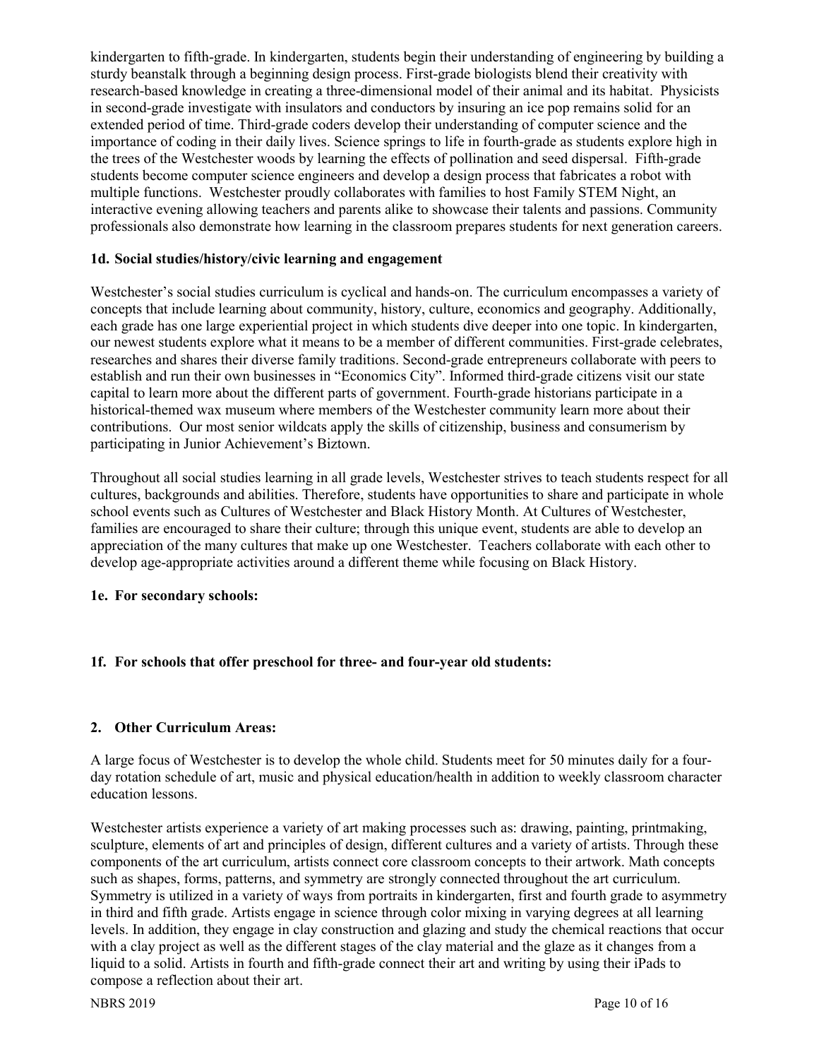kindergarten to fifth-grade. In kindergarten, students begin their understanding of engineering by building a sturdy beanstalk through a beginning design process. First-grade biologists blend their creativity with research-based knowledge in creating a three-dimensional model of their animal and its habitat. Physicists in second-grade investigate with insulators and conductors by insuring an ice pop remains solid for an extended period of time. Third-grade coders develop their understanding of computer science and the importance of coding in their daily lives. Science springs to life in fourth-grade as students explore high in the trees of the Westchester woods by learning the effects of pollination and seed dispersal. Fifth-grade students become computer science engineers and develop a design process that fabricates a robot with multiple functions. Westchester proudly collaborates with families to host Family STEM Night, an interactive evening allowing teachers and parents alike to showcase their talents and passions. Community professionals also demonstrate how learning in the classroom prepares students for next generation careers.

### 1d. Social studies/history/civic learning and engagement

Westchester's social studies curriculum is cyclical and hands-on. The curriculum encompasses a variety of concepts that include learning about community, history, culture, economics and geography. Additionally, each grade has one large experiential project in which students dive deeper into one topic. In kindergarten, our newest students explore what it means to be a member of different communities. First-grade celebrates, researches and shares their diverse family traditions. Second-grade entrepreneurs collaborate with peers to establish and run their own businesses in "Economics City". Informed third-grade citizens visit our state capital to learn more about the different parts of government. Fourth-grade historians participate in a historical-themed wax museum where members of the Westchester community learn more about their contributions. Our most senior wildcats apply the skills of citizenship, business and consumerism by participating in Junior Achievement's Biztown.

Throughout all social studies learning in all grade levels, Westchester strives to teach students respect for all cultures, backgrounds and abilities. Therefore, students have opportunities to share and participate in whole school events such as Cultures of Westchester and Black History Month. At Cultures of Westchester, families are encouraged to share their culture; through this unique event, students are able to develop an appreciation of the many cultures that make up one Westchester. Teachers collaborate with each other to develop age-appropriate activities around a different theme while focusing on Black History.

### 1e. For secondary schools:

### 1f. For schools that offer preschool for three- and four-year old students:

## 2. Other Curriculum Areas:

A large focus of Westchester is to develop the whole child. Students meet for 50 minutes daily for a four-day rotation schedule of art, music and physical education/health in addition to weekly classroom character education lessons.

Westchester artists experience a variety of art making processes such as: drawing, painting, printmaking, sculpture, elements of art and principles of design, different cultures and a variety of artists. Through these components of the art curriculum, artists connect core classroom concepts to their artwork. Math concepts such as shapes, forms, patterns, and symmetry are strongly connected throughout the art curriculum. Symmetry is utilized in a variety of ways from portraits in kindergarten, first and fourth grade to asymmetry in third and fifth grade. Artists engage in science through color mixing in varying degrees at all learning levels. In addition, they engage in clay construction and glazing and study the chemical reactions that occur with a clay project as well as the different stages of the clay material and the glaze as it changes from a liquid to a solid. Artists in fourth and fifth-grade connect their art and writing by using their iPads to compose a reflection about their art.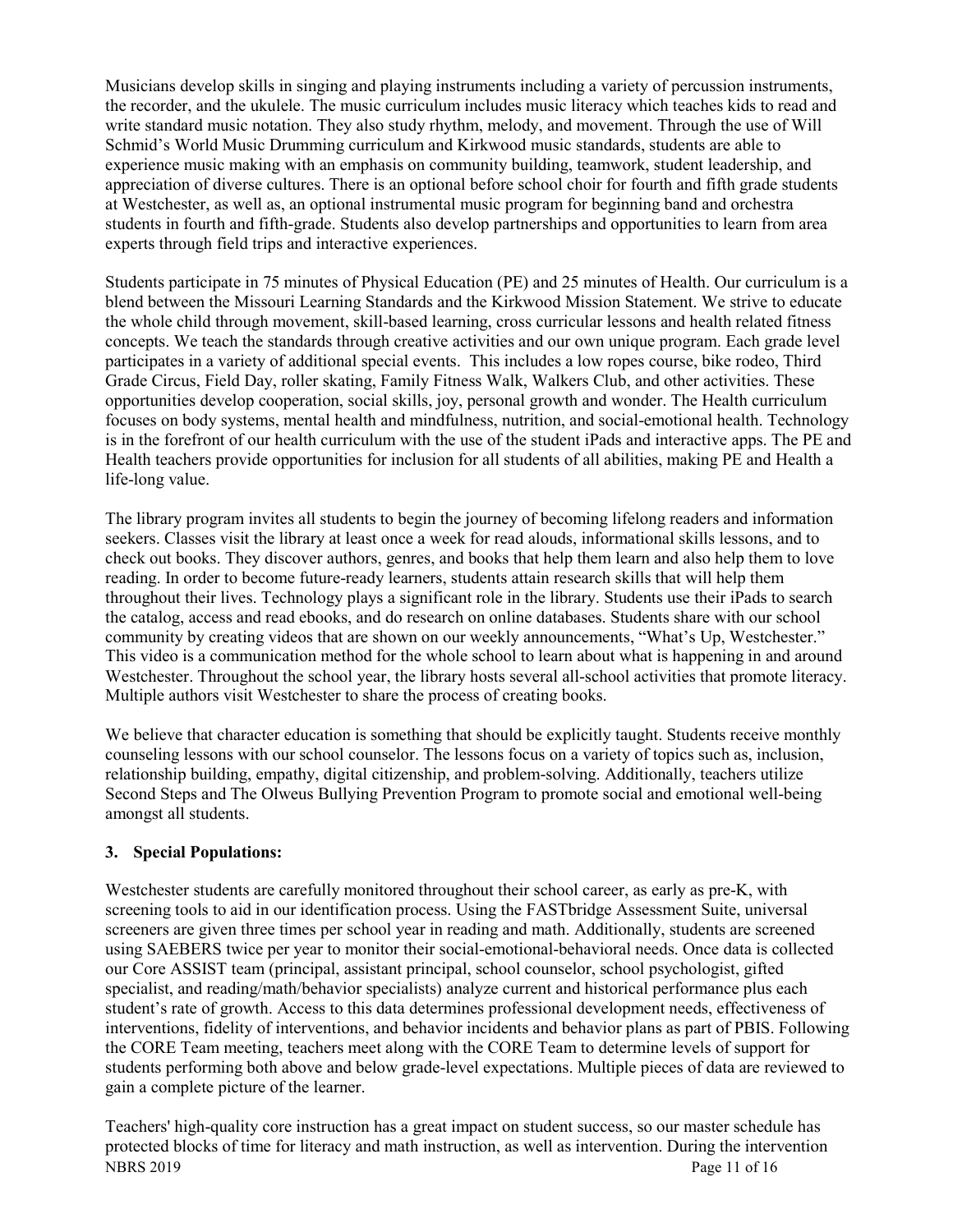Musicians develop skills in singing and playing instruments including a variety of percussion instruments, the recorder, and the ukulele. The music curriculum includes music literacy which teaches kids to read and write standard music notation. They also study rhythm, melody, and movement. Through the use of Will Schmid's World Music Drumming curriculum and Kirkwood music standards, students are able to experience music making with an emphasis on community building, teamwork, student leadership, and appreciation of diverse cultures. There is an optional before school choir for fourth and fifth grade students at Westchester, as well as, an optional instrumental music program for beginning band and orchestra students in fourth and fifth-grade. Students also develop partnerships and opportunities to learn from area experts through field trips and interactive experiences.

Students participate in 75 minutes of Physical Education (PE) and 25 minutes of Health. Our curriculum is a blend between the Missouri Learning Standards and the Kirkwood Mission Statement. We strive to educate the whole child through movement, skill-based learning, cross curricular lessons and health related fitness concepts. We teach the standards through creative activities and our own unique program. Each grade level participates in a variety of additional special events. This includes a low ropes course, bike rodeo, Third Grade Circus, Field Day, roller skating, Family Fitness Walk, Walkers Club, and other activities. These opportunities develop cooperation, social skills, joy, personal growth and wonder. The Health curriculum focuses on body systems, mental health and mindfulness, nutrition, and social-emotional health. Technology is in the forefront of our health curriculum with the use of the student iPads and interactive apps. The PE and Health teachers provide opportunities for inclusion for all students of all abilities, making PE and Health a life-long value.

The library program invites all students to begin the journey of becoming lifelong readers and information seekers. Classes visit the library at least once a week for read alouds, informational skills lessons, and to check out books. They discover authors, genres, and books that help them learn and also help them to love reading. In order to become future-ready learners, students attain research skills that will help them throughout their lives. Technology plays a significant role in the library. Students use their iPads to search the catalog, access and read ebooks, and do research on online databases. Students share with our school community by creating videos that are shown on our weekly announcements, "What's Up, Westchester." This video is a communication method for the whole school to learn about what is happening in and around Westchester. Throughout the school year, the library hosts several all-school activities that promote literacy. Multiple authors visit Westchester to share the process of creating books.

We believe that character education is something that should be explicitly taught. Students receive monthly counseling lessons with our school counselor. The lessons focus on a variety of topics such as, inclusion, relationship building, empathy, digital citizenship, and problem-solving. Additionally, teachers utilize Second Steps and The Olweus Bullying Prevention Program to promote social and emotional well-being amongst all students.

**3. Special Populations:**

Westchester students are carefully monitored throughout their school career, as early as pre-K, with screening tools to aid in our identification process. Using the FASTbridge Assessment Suite, universal screeners are given three times per school year in reading and math. Additionally, students are screened using SAEBERS twice per year to monitor their social-emotional-behavioral needs. Once data is collected our Core ASSIST team (principal, assistant principal, school counselor, school psychologist, gifted specialist, and reading/math/behavior specialists) analyze current and historical performance plus each student's rate of growth. Access to this data determines professional development needs, effectiveness of interventions, fidelity of interventions, and behavior incidents and behavior plans as part of PBIS. Following the CORE Team meeting, teachers meet along with the CORE Team to determine levels of support for students performing both above and below grade-level expectations. Multiple pieces of data are reviewed to gain a complete picture of the learner.

Teachers' high-quality core instruction has a great impact on student success, so our master schedule has protected blocks of time for literacy and math instruction, as well as intervention. During the intervention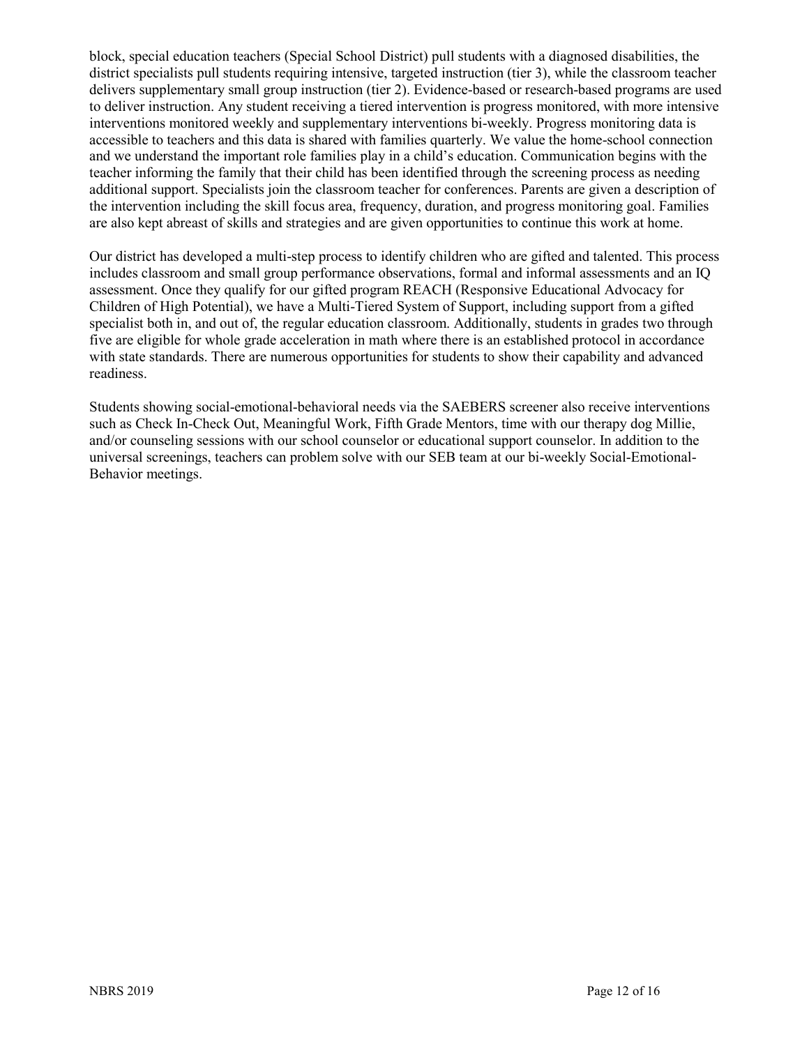block, special education teachers (Special School District) pull students with a diagnosed disabilities, the district specialists pull students requiring intensive, targeted instruction (tier 3), while the classroom teacher delivers supplementary small group instruction (tier 2). Evidence-based or research-based programs are used to deliver instruction. Any student receiving a tiered intervention is progress monitored, with more intensive interventions monitored weekly and supplementary interventions bi-weekly. Progress monitoring data is accessible to teachers and this data is shared with families quarterly. We value the home-school connection and we understand the important role families play in a child's education. Communication begins with the teacher informing the family that their child has been identified through the screening process as needing additional support. Specialists join the classroom teacher for conferences. Parents are given a description of the intervention including the skill focus area, frequency, duration, and progress monitoring goal. Families are also kept abreast of skills and strategies and are given opportunities to continue this work at home.

Our district has developed a multi-step process to identify children who are gifted and talented. This process includes classroom and small group performance observations, formal and informal assessments and an IQ assessment. Once they qualify for our gifted program REACH (Responsive Educational Advocacy for Children of High Potential), we have a Multi-Tiered System of Support, including support from a gifted specialist both in, and out of, the regular education classroom. Additionally, students in grades two through five are eligible for whole grade acceleration in math where there is an established protocol in accordance with state standards. There are numerous opportunities for students to show their capability and advanced readiness.

Students showing social-emotional-behavioral needs via the SAEBERS screener also receive interventions such as Check In-Check Out, Meaningful Work, Fifth Grade Mentors, time with our therapy dog Millie, and/or counseling sessions with our school counselor or educational support counselor. In addition to the universal screenings, teachers can problem solve with our SEB team at our bi-weekly Social-Emotional-Behavior meetings.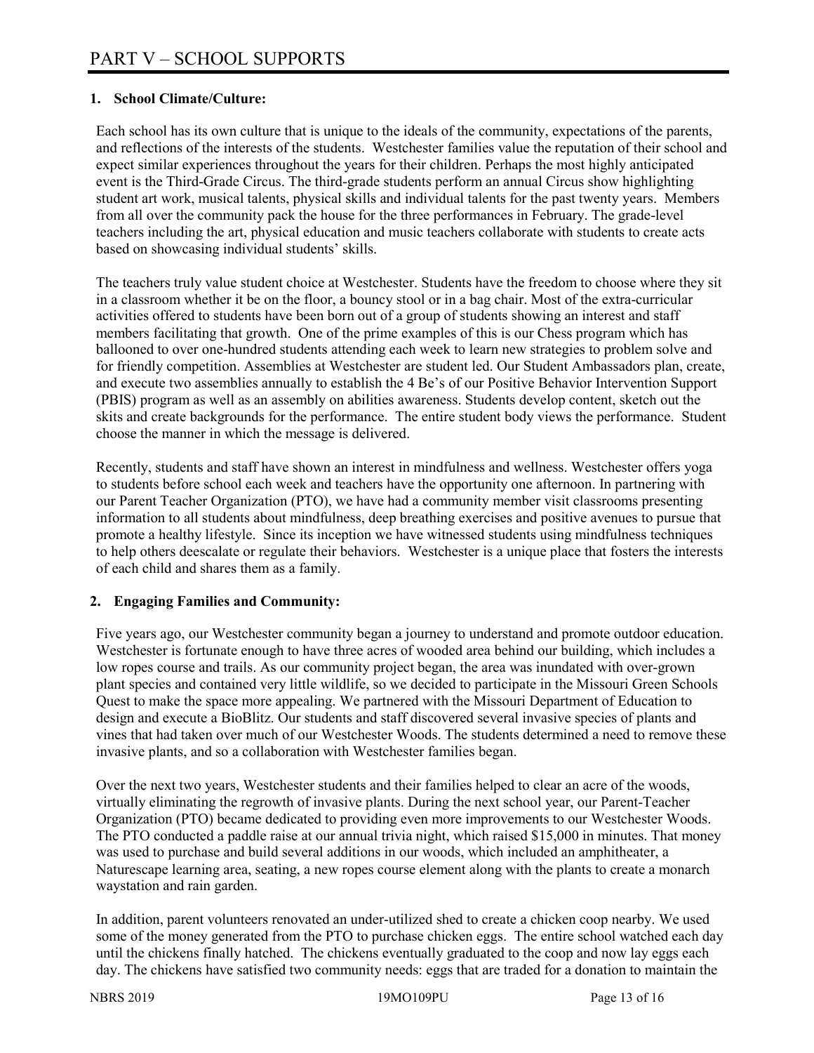# PART V – SCHOOL SUPPORTS

## 1. School Climate/Culture:

Each school has its own culture that is unique to the ideals of the community, expectations of the parents, and reflections of the interests of the students. Westchester families value the reputation of their school and expect similar experiences throughout the years for their children. Perhaps the most highly anticipated event is the Third-Grade Circus. The third-grade students perform an annual Circus show highlighting student art work, musical talents, physical skills and individual talents for the past twenty years. Members from all over the community pack the house for the three performances in February. The grade-level teachers including the art, physical education and music teachers collaborate with students to create acts based on showcasing individual students' skills.

The teachers truly value student choice at Westchester. Students have the freedom to choose where they sit in a classroom whether it be on the floor, a bouncy stool or in a bag chair. Most of the extra-curricular activities offered to students have been born out of a group of students showing an interest and staff members facilitating that growth. One of the prime examples of this is our Chess program which has ballooned to over one-hundred students attending each week to learn new strategies to problem solve and for friendly competition. Assemblies at Westchester are student led. Our Student Ambassadors plan, create, and execute two assemblies annually to establish the 4 Be's of our Positive Behavior Intervention Support (PBIS) program as well as an assembly on abilities awareness. Students develop content, sketch out the skits and create backgrounds for the performance. The entire student body views the performance. Student choose the manner in which the message is delivered.

Recently, students and staff have shown an interest in mindfulness and wellness. Westchester offers yoga to students before school each week and teachers have the opportunity one afternoon. In partnering with our Parent Teacher Organization (PTO), we have had a community member visit classrooms presenting information to all students about mindfulness, deep breathing exercises and positive avenues to pursue that promote a healthy lifestyle. Since its inception we have witnessed students using mindfulness techniques to help others deescalate or regulate their behaviors. Westchester is a unique place that fosters the interests of each child and shares them as a family.

## 2. Engaging Families and Community:

Five years ago, our Westchester community began a journey to understand and promote outdoor education. Westchester is fortunate enough to have three acres of wooded area behind our building, which includes a low ropes course and trails. As our community project began, the area was inundated with over-grown plant species and contained very little wildlife, so we decided to participate in the Missouri Green Schools Quest to make the space more appealing. We partnered with the Missouri Department of Education to design and execute a BioBlitz. Our students and staff discovered several invasive species of plants and vines that had taken over much of our Westchester Woods. The students determined a need to remove these invasive plants, and so a collaboration with Westchester families began.

Over the next two years, Westchester students and their families helped to clear an acre of the woods, virtually eliminating the regrowth of invasive plants. During the next school year, our Parent-Teacher Organization (PTO) became dedicated to providing even more improvements to our Westchester Woods. The PTO conducted a paddle raise at our annual trivia night, which raised $15,000 in minutes. That money was used to purchase and build several additions in our woods, which included an amphitheater, a Naturescape learning area, seating, a new ropes course element along with the plants to create a monarch waystation and rain garden.

In addition, parent volunteers renovated an under-utilized shed to create a chicken coop nearby. We used some of the money generated from the PTO to purchase chicken eggs. The entire school watched each day until the chickens finally hatched. The chickens eventually graduated to the coop and now lay eggs each day. The chickens have satisfied two community needs: eggs that are traded for a donation to maintain the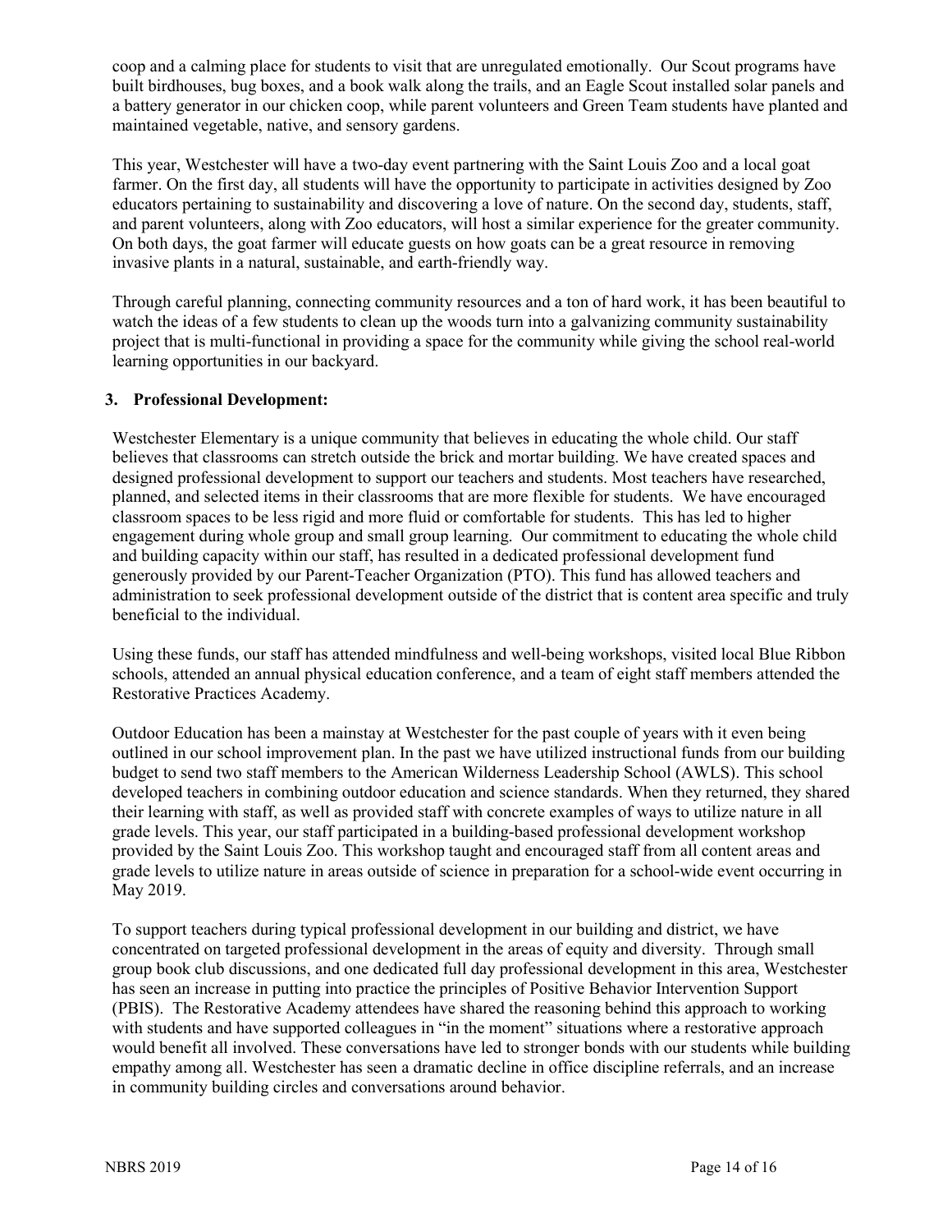coop and a calming place for students to visit that are unregulated emotionally. Our Scout programs have built birdhouses, bug boxes, and a book walk along the trails, and an Eagle Scout installed solar panels and a battery generator in our chicken coop, while parent volunteers and Green Team students have planted and maintained vegetable, native, and sensory gardens.

This year, Westchester will have a two-day event partnering with the Saint Louis Zoo and a local goat farmer. On the first day, all students will have the opportunity to participate in activities designed by Zoo educators pertaining to sustainability and discovering a love of nature. On the second day, students, staff, and parent volunteers, along with Zoo educators, will host a similar experience for the greater community. On both days, the goat farmer will educate guests on how goats can be a great resource in removing invasive plants in a natural, sustainable, and earth-friendly way.

Through careful planning, connecting community resources and a ton of hard work, it has been beautiful to watch the ideas of a few students to clean up the woods turn into a galvanizing community sustainability project that is multi-functional in providing a space for the community while giving the school real-world learning opportunities in our backyard.

## 3. Professional Development:

Westchester Elementary is a unique community that believes in educating the whole child. Our staff believes that classrooms can stretch outside the brick and mortar building. We have created spaces and designed professional development to support our teachers and students. Most teachers have researched, planned, and selected items in their classrooms that are more flexible for students. We have encouraged classroom spaces to be less rigid and more fluid or comfortable for students. This has led to higher engagement during whole group and small group learning. Our commitment to educating the whole child and building capacity within our staff, has resulted in a dedicated professional development fund generously provided by our Parent-Teacher Organization (PTO). This fund has allowed teachers and administration to seek professional development outside of the district that is content area specific and truly beneficial to the individual.

Using these funds, our staff has attended mindfulness and well-being workshops, visited local Blue Ribbon schools, attended an annual physical education conference, and a team of eight staff members attended the Restorative Practices Academy.

Outdoor Education has been a mainstay at Westchester for the past couple of years with it even being outlined in our school improvement plan. In the past we have utilized instructional funds from our building budget to send two staff members to the American Wilderness Leadership School (AWLS). This school developed teachers in combining outdoor education and science standards. When they returned, they shared their learning with staff, as well as provided staff with concrete examples of ways to utilize nature in all grade levels. This year, our staff participated in a building-based professional development workshop provided by the Saint Louis Zoo. This workshop taught and encouraged staff from all content areas and grade levels to utilize nature in areas outside of science in preparation for a school-wide event occurring in May 2019.

To support teachers during typical professional development in our building and district, we have concentrated on targeted professional development in the areas of equity and diversity. Through small group book club discussions, and one dedicated full day professional development in this area, Westchester has seen an increase in putting into practice the principles of Positive Behavior Intervention Support (PBIS). The Restorative Academy attendees have shared the reasoning behind this approach to working with students and have supported colleagues in "in the moment" situations where a restorative approach would benefit all involved. These conversations have led to stronger bonds with our students while building empathy among all. Westchester has seen a dramatic decline in office discipline referrals, and an increase in community building circles and conversations around behavior.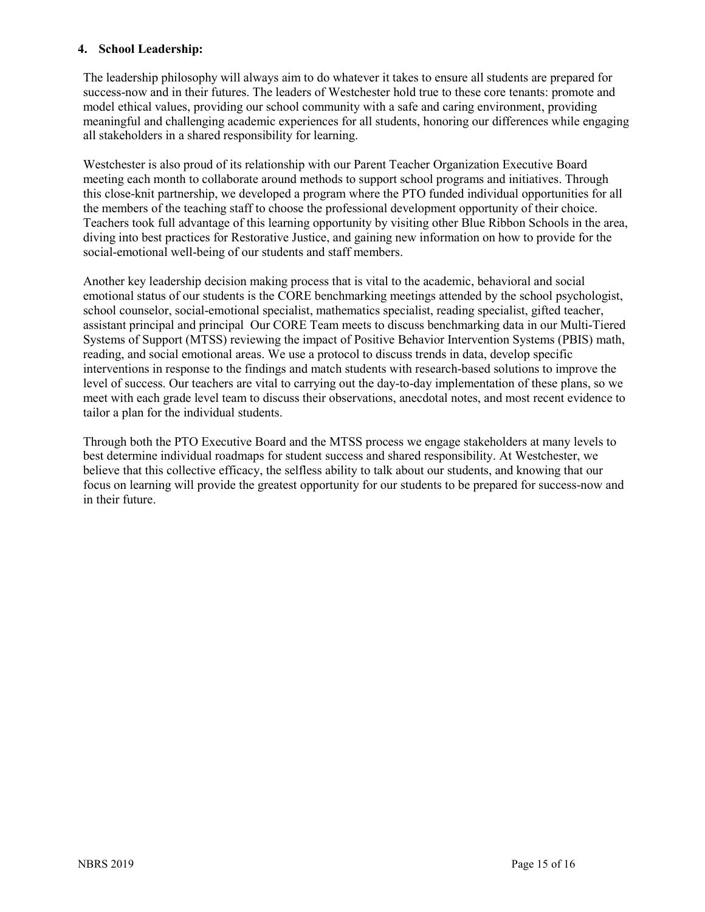### 4. School Leadership:

The leadership philosophy will always aim to do whatever it takes to ensure all students are prepared for success-now and in their futures. The leaders of Westchester hold true to these core tenants: promote and model ethical values, providing our school community with a safe and caring environment, providing meaningful and challenging academic experiences for all students, honoring our differences while engaging all stakeholders in a shared responsibility for learning.

Westchester is also proud of its relationship with our Parent Teacher Organization Executive Board meeting each month to collaborate around methods to support school programs and initiatives. Through this close-knit partnership, we developed a program where the PTO funded individual opportunities for all the members of the teaching staff to choose the professional development opportunity of their choice. Teachers took full advantage of this learning opportunity by visiting other Blue Ribbon Schools in the area, diving into best practices for Restorative Justice, and gaining new information on how to provide for the social-emotional well-being of our students and staff members.

Another key leadership decision making process that is vital to the academic, behavioral and social emotional status of our students is the CORE benchmarking meetings attended by the school psychologist, school counselor, social-emotional specialist, mathematics specialist, reading specialist, gifted teacher, assistant principal and principal Our CORE Team meets to discuss benchmarking data in our Multi-Tiered Systems of Support (MTSS) reviewing the impact of Positive Behavior Intervention Systems (PBIS) math, reading, and social emotional areas. We use a protocol to discuss trends in data, develop specific interventions in response to the findings and match students with research-based solutions to improve the level of success. Our teachers are vital to carrying out the day-to-day implementation of these plans, so we meet with each grade level team to discuss their observations, anecdotal notes, and most recent evidence to tailor a plan for the individual students.

Through both the PTO Executive Board and the MTSS process we engage stakeholders at many levels to best determine individual roadmaps for student success and shared responsibility. At Westchester, we believe that this collective efficacy, the selfless ability to talk about our students, and knowing that our focus on learning will provide the greatest opportunity for our students to be prepared for success-now and in their future.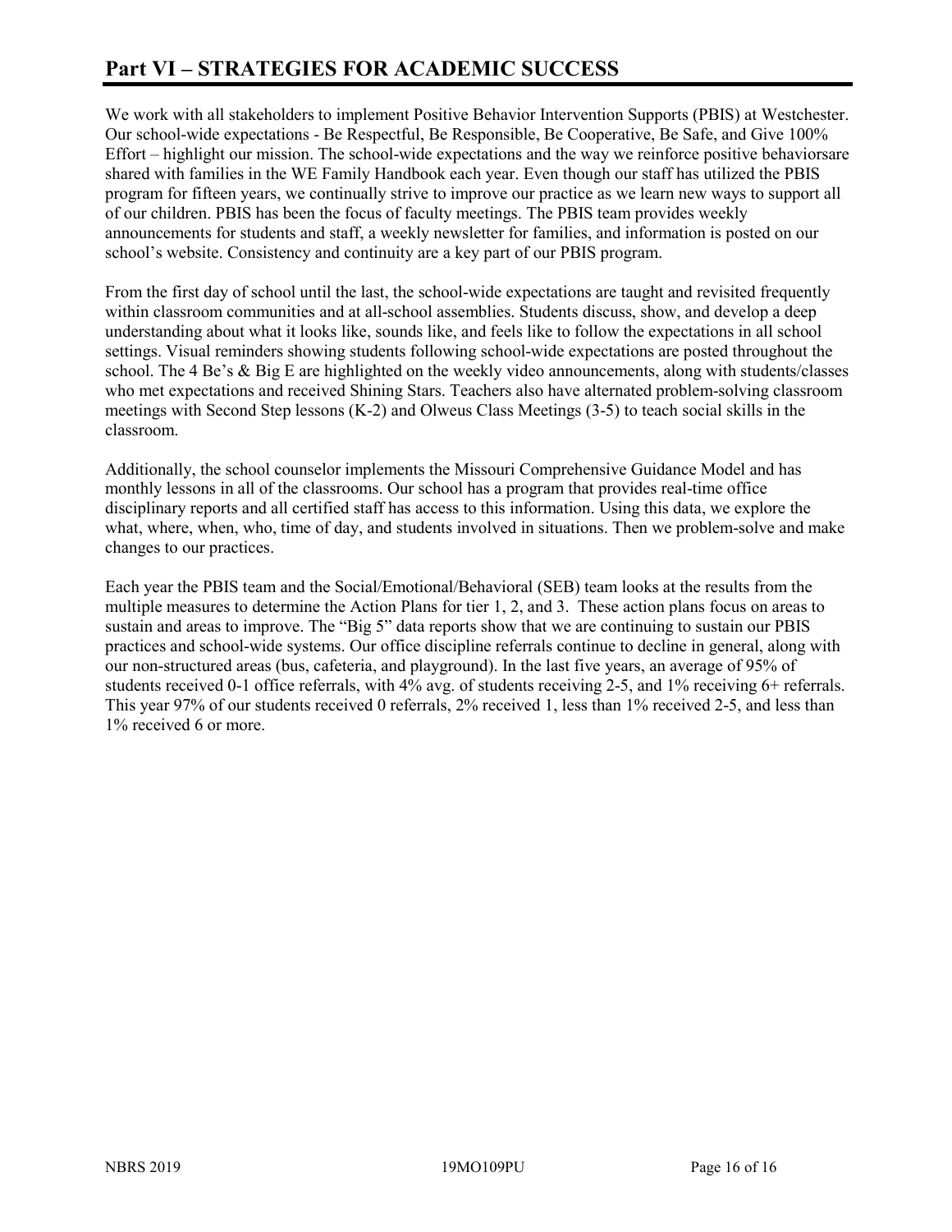# Part VI – STRATEGIES FOR ACADEMIC SUCCESS

We work with all stakeholders to implement Positive Behavior Intervention Supports (PBIS) at Westchester. Our school-wide expectations - Be Respectful, Be Responsible, Be Cooperative, Be Safe, and Give 100% Effort – highlight our mission. The school-wide expectations and the way we reinforce positive behaviorsare shared with families in the WE Family Handbook each year. Even though our staff has utilized the PBIS program for fifteen years, we continually strive to improve our practice as we learn new ways to support all of our children. PBIS has been the focus of faculty meetings. The PBIS team provides weekly announcements for students and staff, a weekly newsletter for families, and information is posted on our school's website. Consistency and continuity are a key part of our PBIS program.

From the first day of school until the last, the school-wide expectations are taught and revisited frequently within classroom communities and at all-school assemblies. Students discuss, show, and develop a deep understanding about what it looks like, sounds like, and feels like to follow the expectations in all school settings. Visual reminders showing students following school-wide expectations are posted throughout the school. The 4 Be's & Big E are highlighted on the weekly video announcements, along with students/classes who met expectations and received Shining Stars. Teachers also have alternated problem-solving classroom meetings with Second Step lessons (K-2) and Olweus Class Meetings (3-5) to teach social skills in the classroom.

Additionally, the school counselor implements the Missouri Comprehensive Guidance Model and has monthly lessons in all of the classrooms. Our school has a program that provides real-time office disciplinary reports and all certified staff has access to this information. Using this data, we explore the what, where, when, who, time of day, and students involved in situations. Then we problem-solve and make changes to our practices.

Each year the PBIS team and the Social/Emotional/Behavioral (SEB) team looks at the results from the multiple measures to determine the Action Plans for tier 1, 2, and 3. These action plans focus on areas to sustain and areas to improve. The "Big 5" data reports show that we are continuing to sustain our PBIS practices and school-wide systems. Our office discipline referrals continue to decline in general, along with our non-structured areas (bus, cafeteria, and playground). In the last five years, an average of 95% of students received 0-1 office referrals, with 4% avg. of students receiving 2-5, and 1% receiving 6+ referrals. This year 97% of our students received 0 referrals, 2% received 1, less than 1% received 2-5, and less than 1% received 6 or more.